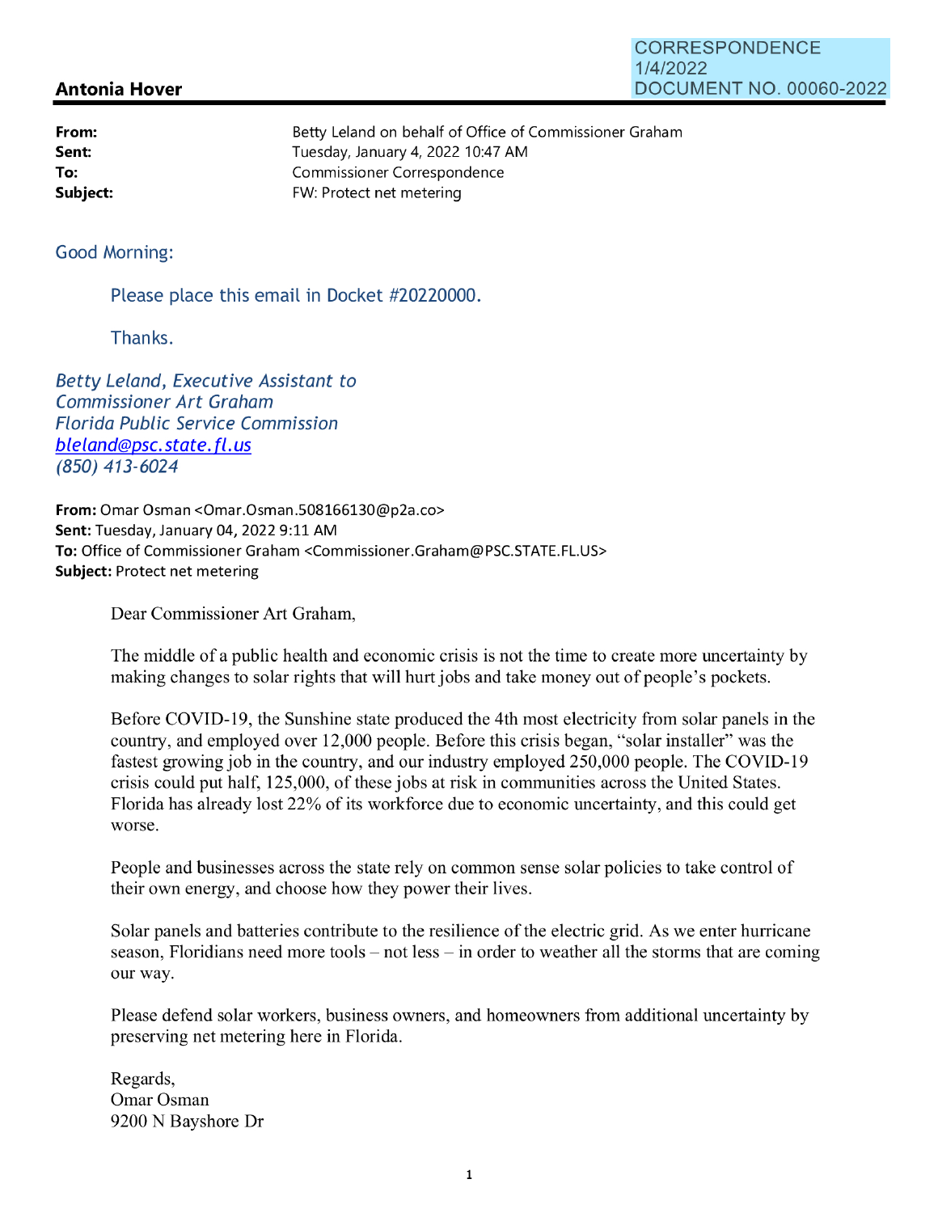CORRESPONDENCE
1/4/2022
DOCUMENT NO. 00060-2022

**Antonia Hover**

| | |
|---|---|
| **From:** | Betty Leland on behalf of Office of Commissioner Graham |
| **Sent:** | Tuesday, January 4, 2022 10:47 AM |
| **To:** | Commissioner Correspondence |
| **Subject:** | FW: Protect net metering |

Good Morning:

Please place this email in Docket #20220000.

Thanks.

*Betty Leland, Executive Assistant to*
*Commissioner Art Graham*
*Florida Public Service Commission*
*bleland@psc.state.fl.us*
*(850) 413-6024*

**From:** Omar Osman <Omar.Osman.508166130@p2a.co>
**Sent:** Tuesday, January 04, 2022 9:11 AM
**To:** Office of Commissioner Graham <Commissioner.Graham@PSC.STATE.FL.US>
**Subject:** Protect net metering

Dear Commissioner Art Graham,

The middle of a public health and economic crisis is not the time to create more uncertainty by making changes to solar rights that will hurt jobs and take money out of people's pockets.

Before COVID-19, the Sunshine state produced the 4th most electricity from solar panels in the country, and employed over 12,000 people. Before this crisis began, "solar installer" was the fastest growing job in the country, and our industry employed 250,000 people. The COVID-19 crisis could put half, 125,000, of these jobs at risk in communities across the United States. Florida has already lost 22% of its workforce due to economic uncertainty, and this could get worse.

People and businesses across the state rely on common sense solar policies to take control of their own energy, and choose how they power their lives.

Solar panels and batteries contribute to the resilience of the electric grid. As we enter hurricane season, Floridians need more tools – not less – in order to weather all the storms that are coming our way.

Please defend solar workers, business owners, and homeowners from additional uncertainty by preserving net metering here in Florida.

Regards,
Omar Osman
9200 N Bayshore Dr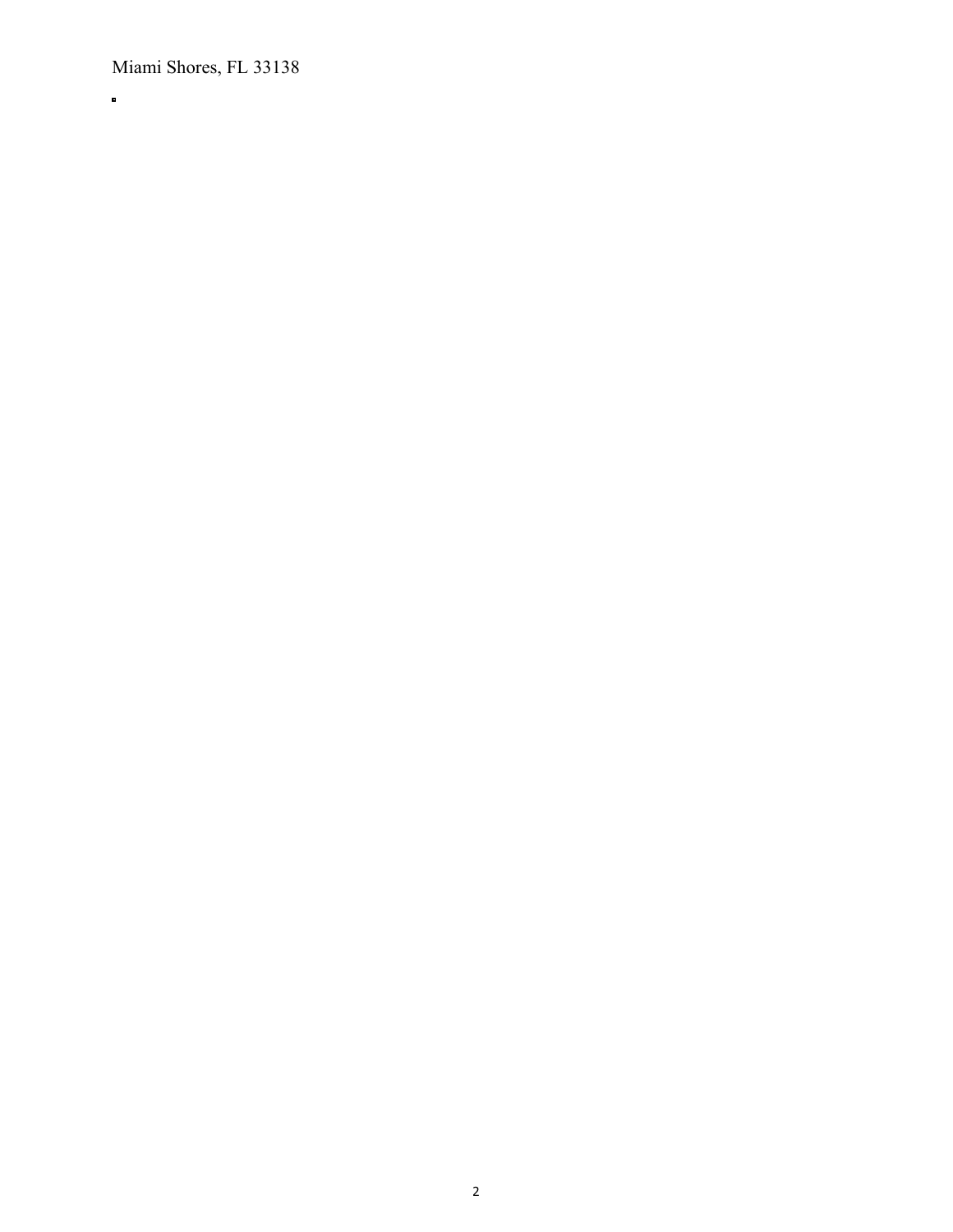Miami Shores, FL 33138